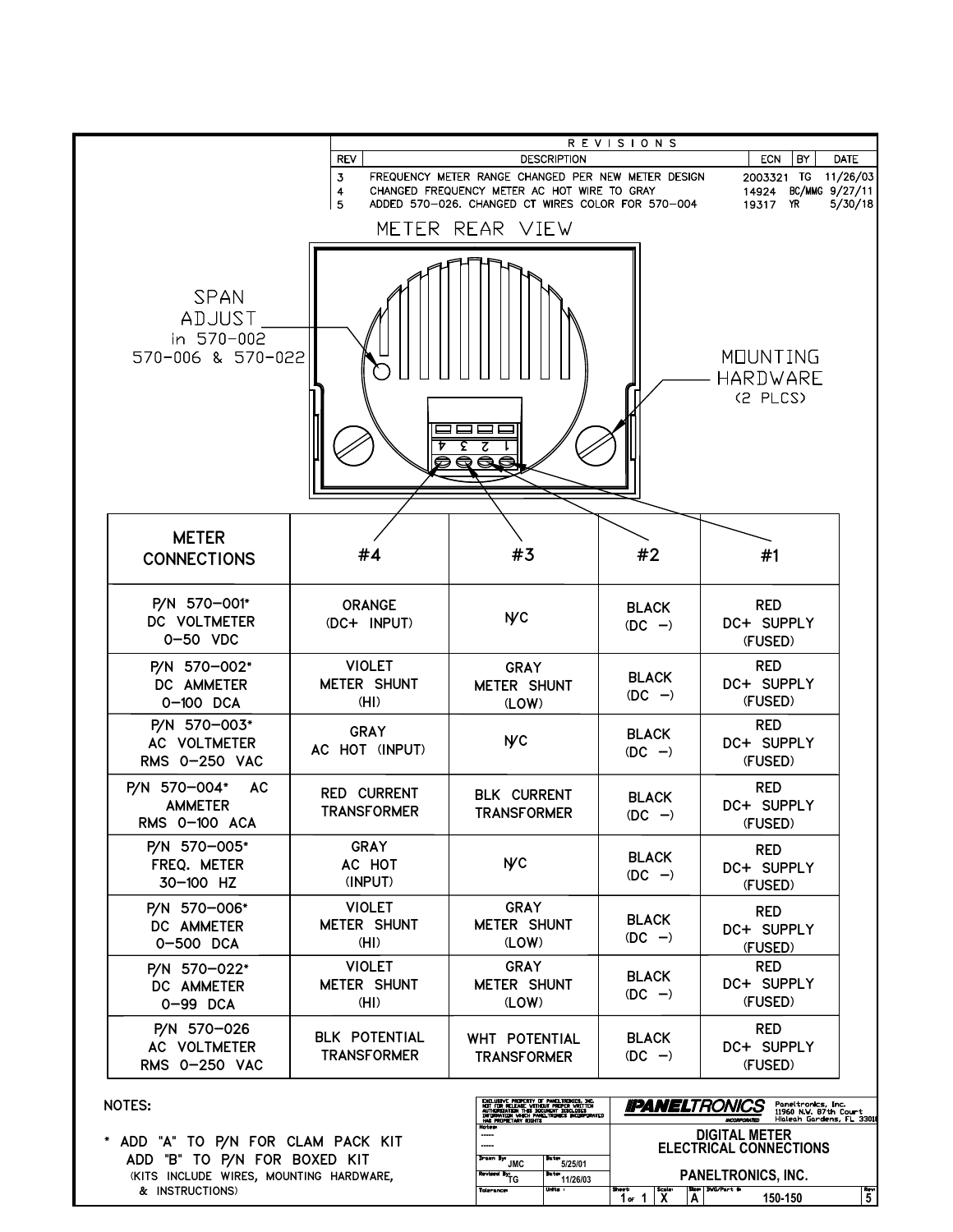## REVISIONS

| REV | DESCRIPTION | ECN | BY | DATE |
|---|---|---|---|---|
| 3 | FREQUENCY METER RANGE CHANGED PER NEW METER DESIGN | 2003321 | TG | 11/26/03 |
| 4 | CHANGED FREQUENCY METER AC HOT WIRE TO GRAY | 14924 | BC/MMG | 9/27/11 |
| 5 | ADDED 570-026. CHANGED CT WIRES COLOR FOR 570-004 | 19317 | YR | 5/30/18 |

## METER REAR VIEW

SPAN ADJUST in 570-002 570-006 & 570-022

MOUNTING HARDWARE (2 PLCS)

4 3 2 1

| METER CONNECTIONS | #4 | #3 | #2 | #1 |
|---|---|---|---|---|
| P/N 570-001* DC VOLTMETER 0-50 VDC | ORANGE (DC+ INPUT) | N/C | BLACK (DC −) | RED DC+ SUPPLY (FUSED) |
| P/N 570-002* DC AMMETER 0-100 DCA | VIOLET METER SHUNT (HI) | GRAY METER SHUNT (LOW) | BLACK (DC −) | RED DC+ SUPPLY (FUSED) |
| P/N 570-003* AC VOLTMETER RMS 0-250 VAC | GRAY AC HOT (INPUT) | N/C | BLACK (DC −) | RED DC+ SUPPLY (FUSED) |
| P/N 570-004* AC AMMETER RMS 0-100 ACA | RED CURRENT TRANSFORMER | BLK CURRENT TRANSFORMER | BLACK (DC −) | RED DC+ SUPPLY (FUSED) |
| P/N 570-005* FREQ. METER 30-100 HZ | GRAY AC HOT (INPUT) | N/C | BLACK (DC −) | RED DC+ SUPPLY (FUSED) |
| P/N 570-006* DC AMMETER 0-500 DCA | VIOLET METER SHUNT (HI) | GRAY METER SHUNT (LOW) | BLACK (DC −) | RED DC+ SUPPLY (FUSED) |
| P/N 570-022* DC AMMETER 0-99 DCA | VIOLET METER SHUNT (HI) | GRAY METER SHUNT (LOW) | BLACK (DC −) | RED DC+ SUPPLY (FUSED) |
| P/N 570-026 AC VOLTMETER RMS 0-250 VAC | BLK POTENTIAL TRANSFORMER | WHT POTENTIAL TRANSFORMER | BLACK (DC −) | RED DC+ SUPPLY (FUSED) |

NOTES:

* ADD "A" TO P/N FOR CLAM PACK KIT
  ADD "B" TO P/N FOR BOXED KIT
  (KITS INCLUDE WIRES, MOUNTING HARDWARE, & INSTRUCTIONS)

EXCLUSIVE PROPERTY OF PANELTRONICS, INC. NOT FOR RELEASE WITHOUT PROPER WRITTEN AUTHORIZATION THIS DOCUMENT DISCLOSES INFORMATION WHICH PANELTRONICS INCORPORATED HAS PROPRIETARY RIGHTS

Notes: ----- -----

Drawn By: JMC — Date: 5/25/01

Revised By: TG — Date: 11/26/03

Tolerance: — Units:

PANELTRONICS INCORPORATED — Paneltronics, Inc. 11960 N.W. 87th Court Hialeah Gardens, FL 33016

DIGITAL METER ELECTRICAL CONNECTIONS

PANELTRONICS, INC.

Sheet: 1 of 1 — Scale: X — Size: A — DWG/Part #: 150-150 — Rev: 5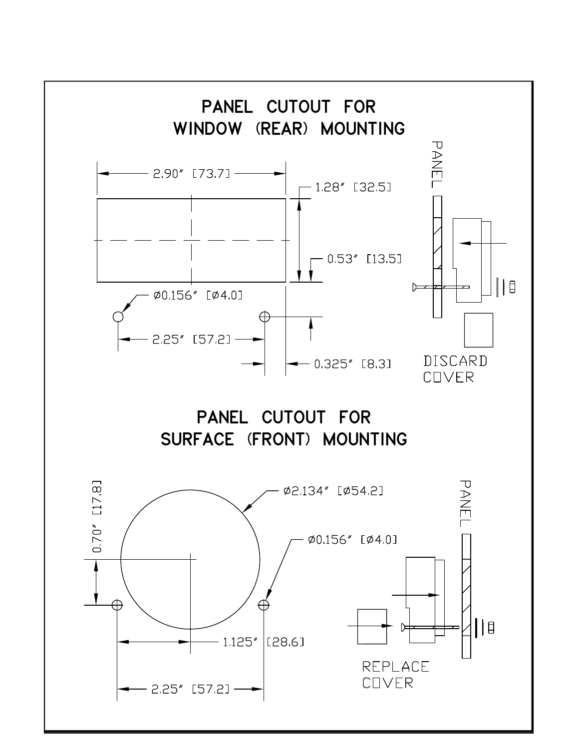## PANEL CUTOUT FOR WINDOW (REAR) MOUNTING

2.90" [73.7]

1.28" [32.5]

0.53" [13.5]

Ø0.156" [Ø4.0]

2.25" [57.2]

0.325" [8.3]

PANEL

DISCARD COVER

## PANEL CUTOUT FOR SURFACE (FRONT) MOUNTING

Ø2.134" [Ø54.2]

Ø0.156" [Ø4.0]

0.70" [17.8]

1.125" [28.6]

2.25" [57.2]

PANEL

REPLACE COVER